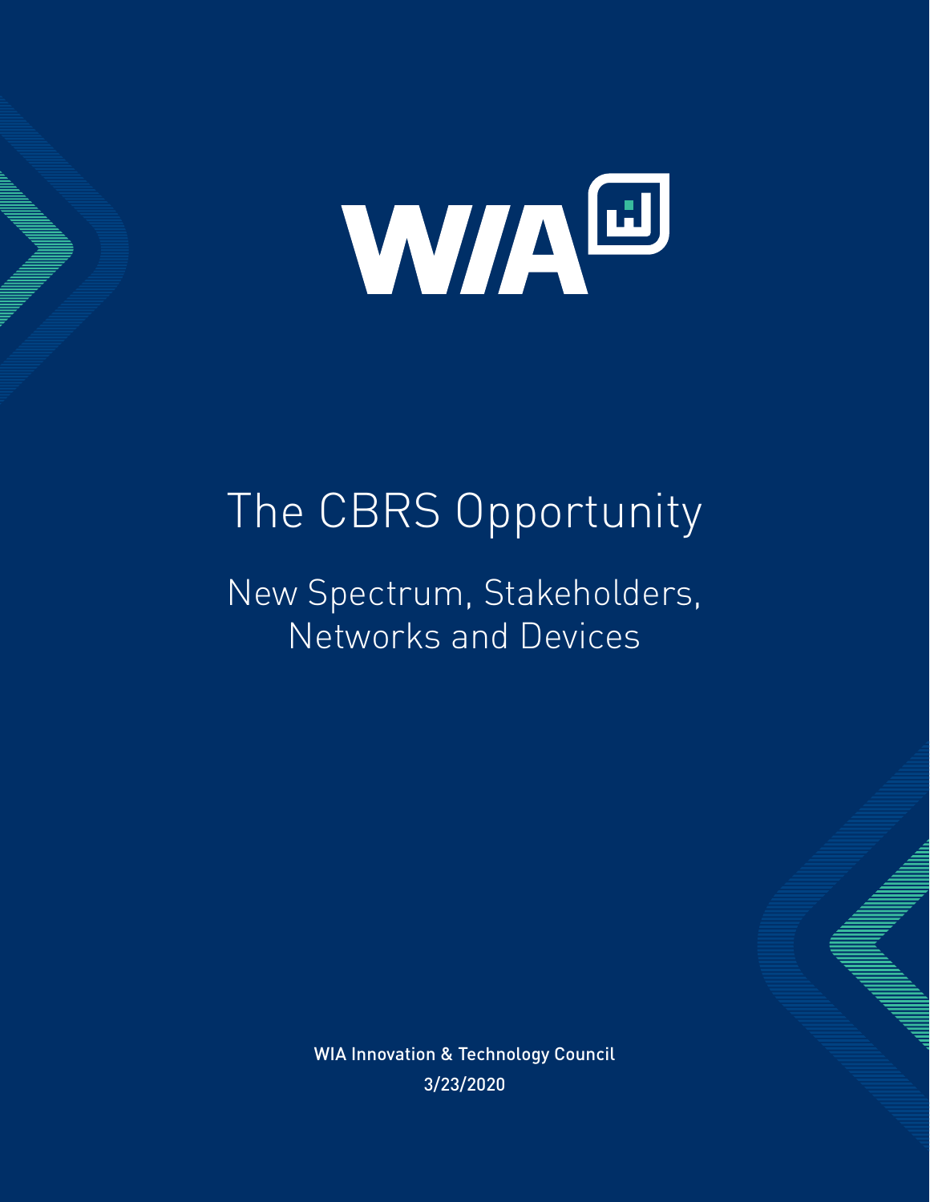WIA

# The CBRS Opportunity

## New Spectrum, Stakeholders, Networks and Devices

WIA Innovation & Technology Council

3/23/2020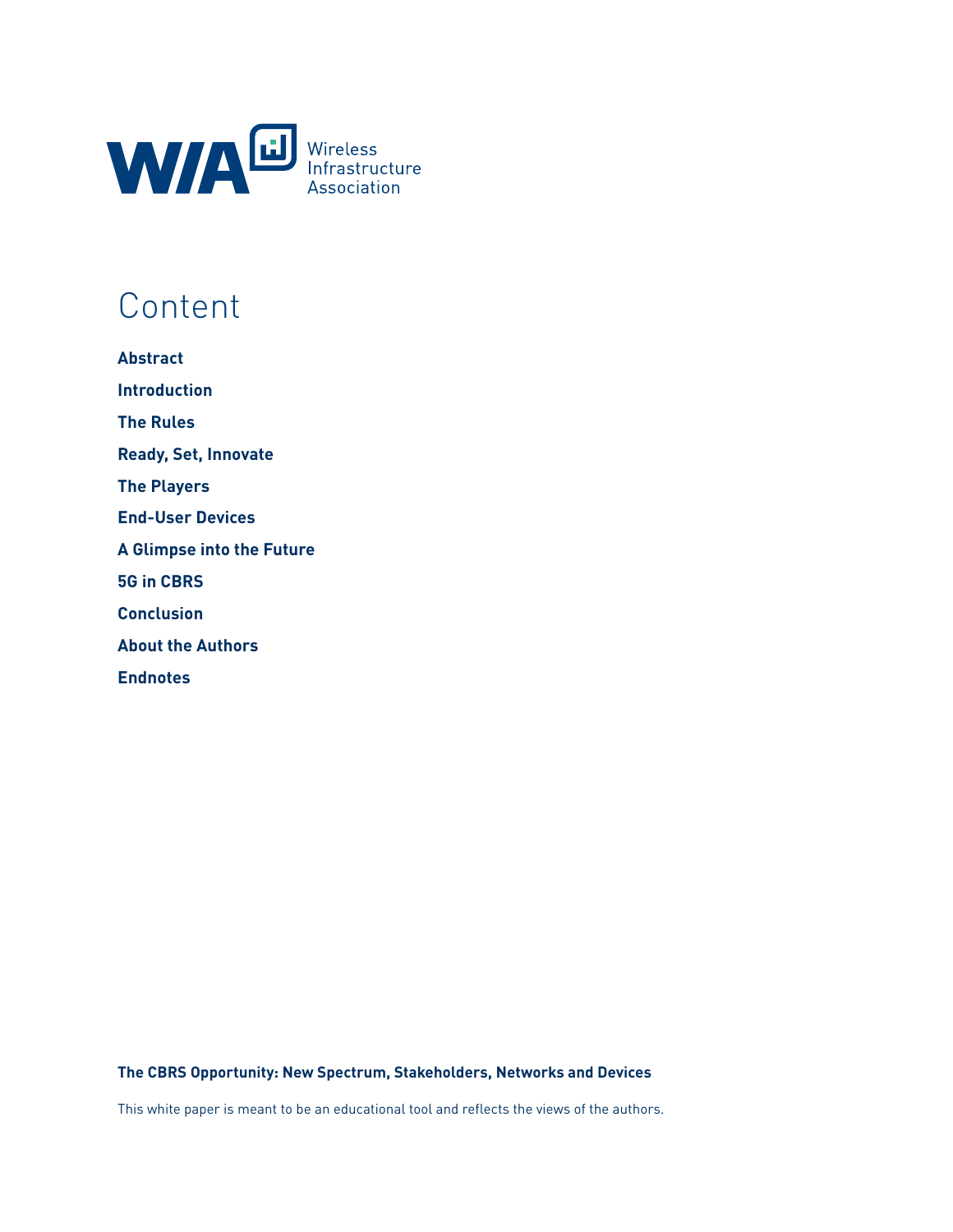Wireless Infrastructure Association

# Content

**Abstract**

**Introduction**

**The Rules**

**Ready, Set, Innovate**

**The Players**

**End-User Devices**

**A Glimpse into the Future**

**5G in CBRS**

**Conclusion**

**About the Authors**

**Endnotes**

**The CBRS Opportunity: New Spectrum, Stakeholders, Networks and Devices**

This white paper is meant to be an educational tool and reflects the views of the authors.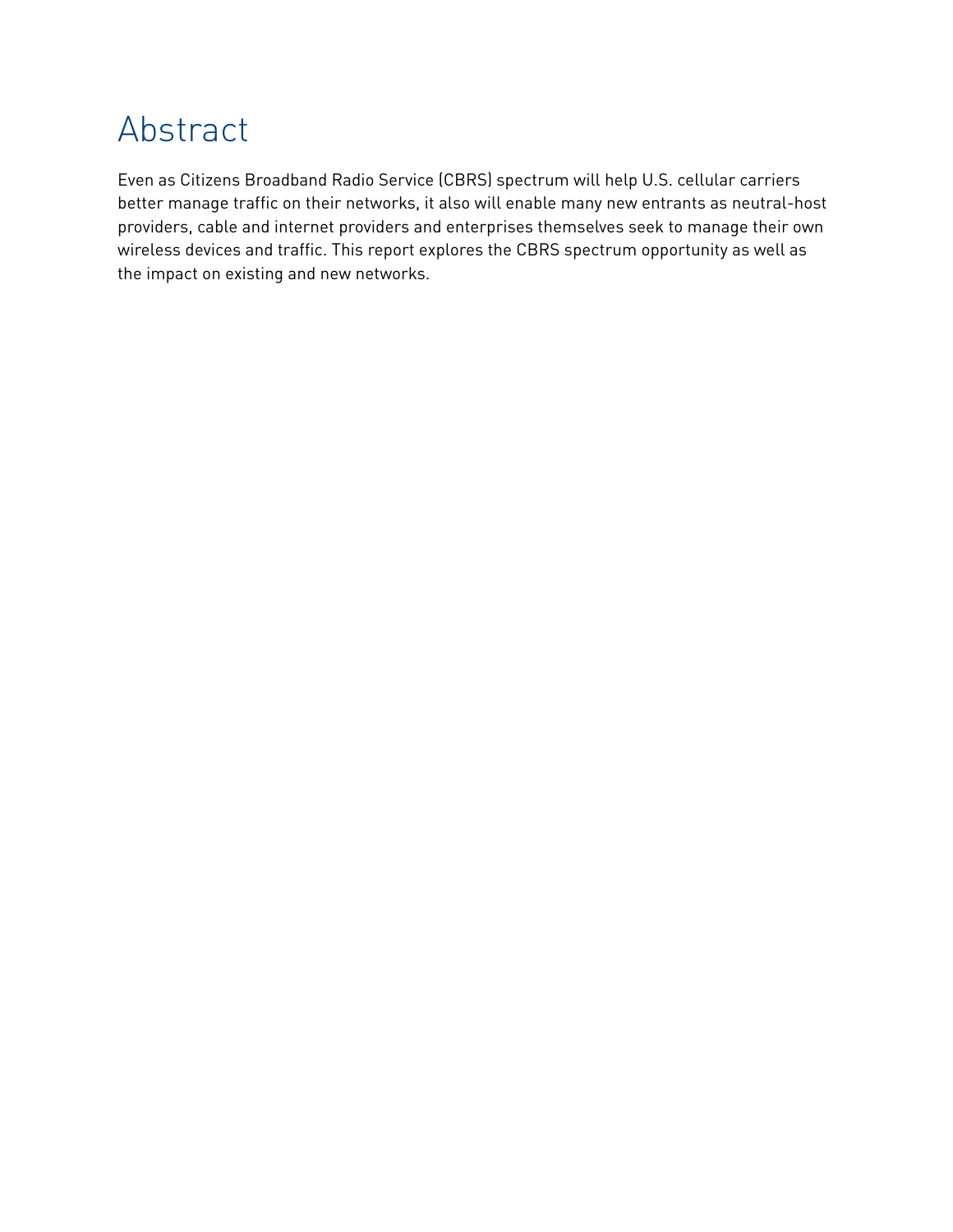# Abstract

Even as Citizens Broadband Radio Service (CBRS) spectrum will help U.S. cellular carriers better manage traffic on their networks, it also will enable many new entrants as neutral-host providers, cable and internet providers and enterprises themselves seek to manage their own wireless devices and traffic. This report explores the CBRS spectrum opportunity as well as the impact on existing and new networks.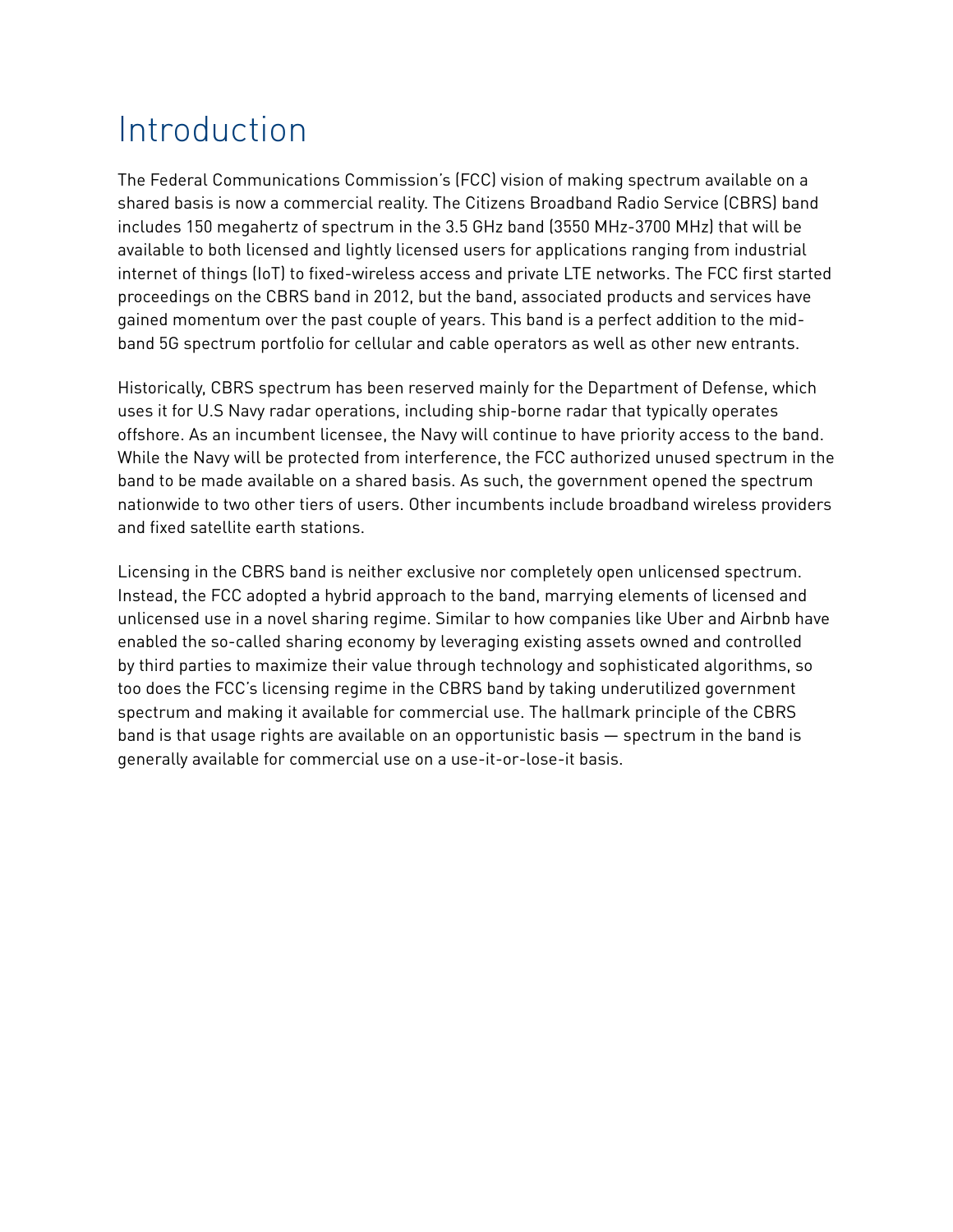# Introduction

The Federal Communications Commission's (FCC) vision of making spectrum available on a shared basis is now a commercial reality. The Citizens Broadband Radio Service (CBRS) band includes 150 megahertz of spectrum in the 3.5 GHz band (3550 MHz-3700 MHz) that will be available to both licensed and lightly licensed users for applications ranging from industrial internet of things (IoT) to fixed-wireless access and private LTE networks. The FCC first started proceedings on the CBRS band in 2012, but the band, associated products and services have gained momentum over the past couple of years. This band is a perfect addition to the mid-band 5G spectrum portfolio for cellular and cable operators as well as other new entrants.

Historically, CBRS spectrum has been reserved mainly for the Department of Defense, which uses it for U.S Navy radar operations, including ship-borne radar that typically operates offshore. As an incumbent licensee, the Navy will continue to have priority access to the band. While the Navy will be protected from interference, the FCC authorized unused spectrum in the band to be made available on a shared basis. As such, the government opened the spectrum nationwide to two other tiers of users. Other incumbents include broadband wireless providers and fixed satellite earth stations.

Licensing in the CBRS band is neither exclusive nor completely open unlicensed spectrum. Instead, the FCC adopted a hybrid approach to the band, marrying elements of licensed and unlicensed use in a novel sharing regime. Similar to how companies like Uber and Airbnb have enabled the so-called sharing economy by leveraging existing assets owned and controlled by third parties to maximize their value through technology and sophisticated algorithms, so too does the FCC's licensing regime in the CBRS band by taking underutilized government spectrum and making it available for commercial use. The hallmark principle of the CBRS band is that usage rights are available on an opportunistic basis — spectrum in the band is generally available for commercial use on a use-it-or-lose-it basis.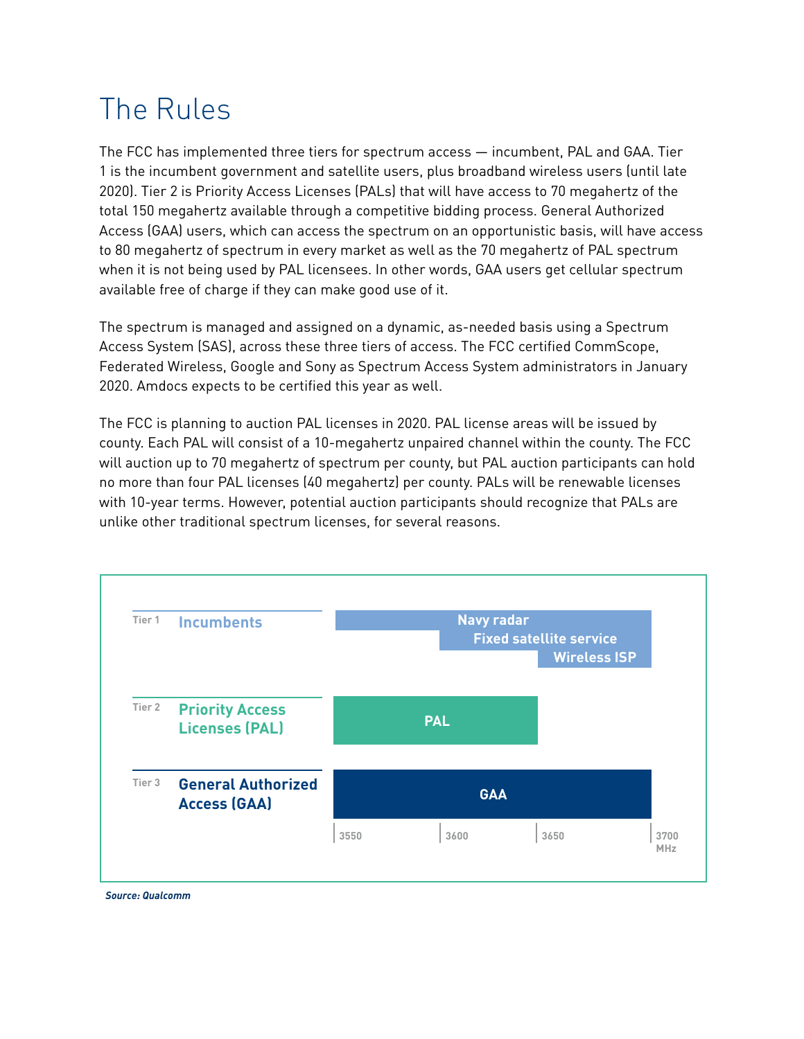# The Rules

The FCC has implemented three tiers for spectrum access — incumbent, PAL and GAA. Tier 1 is the incumbent government and satellite users, plus broadband wireless users (until late 2020). Tier 2 is Priority Access Licenses (PALs) that will have access to 70 megahertz of the total 150 megahertz available through a competitive bidding process. General Authorized Access (GAA) users, which can access the spectrum on an opportunistic basis, will have access to 80 megahertz of spectrum in every market as well as the 70 megahertz of PAL spectrum when it is not being used by PAL licensees. In other words, GAA users get cellular spectrum available free of charge if they can make good use of it.

The spectrum is managed and assigned on a dynamic, as-needed basis using a Spectrum Access System (SAS), across these three tiers of access. The FCC certified CommScope, Federated Wireless, Google and Sony as Spectrum Access System administrators in January 2020. Amdocs expects to be certified this year as well.

The FCC is planning to auction PAL licenses in 2020. PAL license areas will be issued by county. Each PAL will consist of a 10-megahertz unpaired channel within the county. The FCC will auction up to 70 megahertz of spectrum per county, but PAL auction participants can hold no more than four PAL licenses (40 megahertz) per county. PALs will be renewable licenses with 10-year terms. However, potential auction participants should recognize that PALs are unlike other traditional spectrum licenses, for several reasons.

| Tier | Access | Allocation (3550–3700 MHz) |
|---|---|---|
| Tier 1 | Incumbents | Navy radar (3550–3700); Fixed satellite service (3600–3700); Wireless ISP (3650–3700) |
| Tier 2 | Priority Access Licenses (PAL) | PAL (3550–3650) |
| Tier 3 | General Authorized Access (GAA) | GAA (3550–3700) |

*Source: Qualcomm*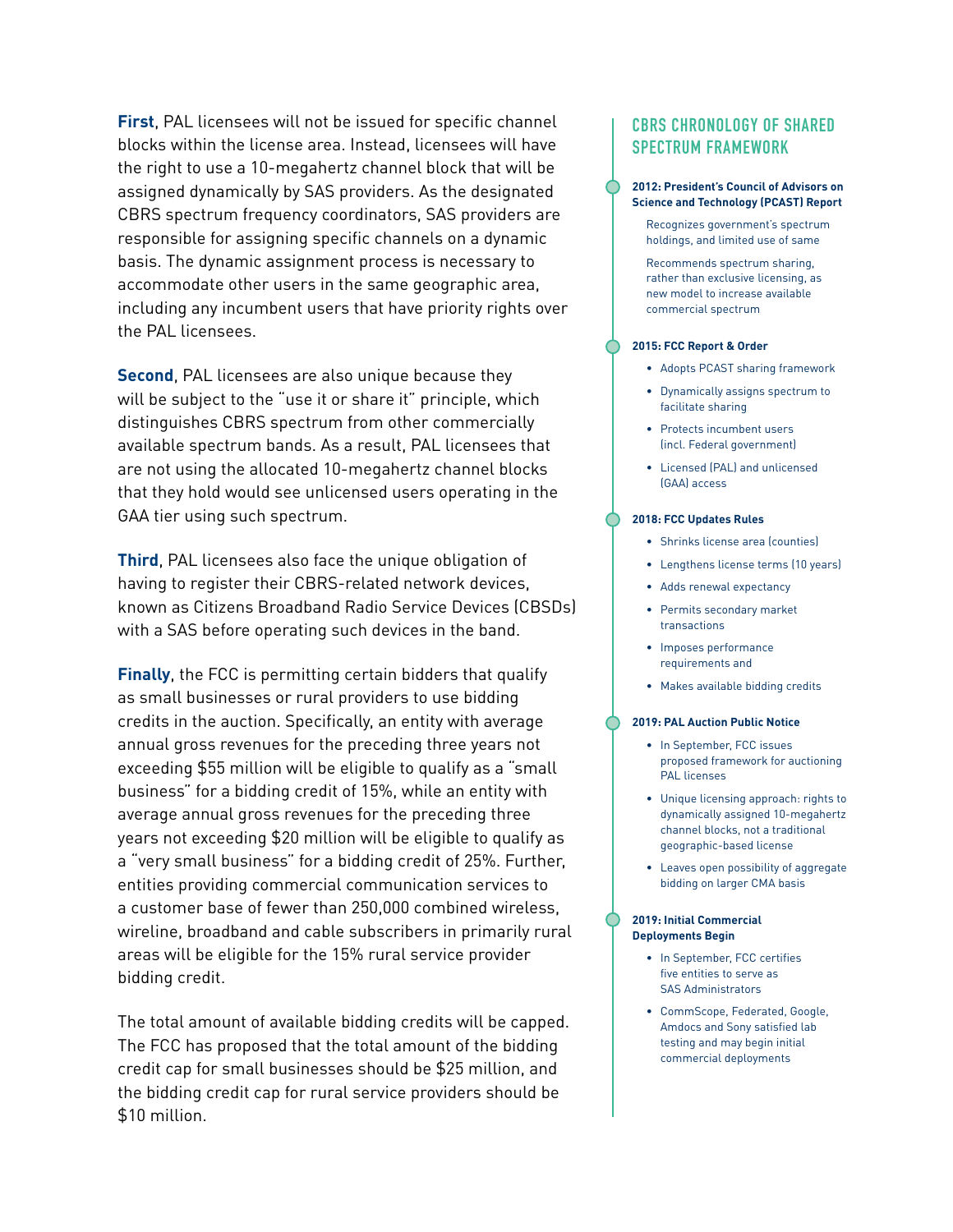**First**, PAL licensees will not be issued for specific channel blocks within the license area. Instead, licensees will have the right to use a 10-megahertz channel block that will be assigned dynamically by SAS providers. As the designated CBRS spectrum frequency coordinators, SAS providers are responsible for assigning specific channels on a dynamic basis. The dynamic assignment process is necessary to accommodate other users in the same geographic area, including any incumbent users that have priority rights over the PAL licensees.

**Second**, PAL licensees are also unique because they will be subject to the "use it or share it" principle, which distinguishes CBRS spectrum from other commercially available spectrum bands. As a result, PAL licensees that are not using the allocated 10-megahertz channel blocks that they hold would see unlicensed users operating in the GAA tier using such spectrum.

**Third**, PAL licensees also face the unique obligation of having to register their CBRS-related network devices, known as Citizens Broadband Radio Service Devices (CBSDs) with a SAS before operating such devices in the band.

**Finally**, the FCC is permitting certain bidders that qualify as small businesses or rural providers to use bidding credits in the auction. Specifically, an entity with average annual gross revenues for the preceding three years not exceeding $55 million will be eligible to qualify as a "small business" for a bidding credit of 15%, while an entity with average annual gross revenues for the preceding three years not exceeding $20 million will be eligible to qualify as a "very small business" for a bidding credit of 25%. Further, entities providing commercial communication services to a customer base of fewer than 250,000 combined wireless, wireline, broadband and cable subscribers in primarily rural areas will be eligible for the 15% rural service provider bidding credit.

The total amount of available bidding credits will be capped. The FCC has proposed that the total amount of the bidding credit cap for small businesses should be $25 million, and the bidding credit cap for rural service providers should be $10 million.

## CBRS CHRONOLOGY OF SHARED SPECTRUM FRAMEWORK

**2012: President's Council of Advisors on Science and Technology (PCAST) Report**

Recognizes government's spectrum holdings, and limited use of same

Recommends spectrum sharing, rather than exclusive licensing, as new model to increase available commercial spectrum

**2015: FCC Report & Order**

- Adopts PCAST sharing framework
- Dynamically assigns spectrum to facilitate sharing
- Protects incumbent users (incl. Federal government)
- Licensed (PAL) and unlicensed (GAA) access

**2018: FCC Updates Rules**

- Shrinks license area (counties)
- Lengthens license terms (10 years)
- Adds renewal expectancy
- Permits secondary market transactions
- Imposes performance requirements and
- Makes available bidding credits

**2019: PAL Auction Public Notice**

- In September, FCC issues proposed framework for auctioning PAL licenses
- Unique licensing approach: rights to dynamically assigned 10-megahertz channel blocks, not a traditional geographic-based license
- Leaves open possibility of aggregate bidding on larger CMA basis

**2019: Initial Commercial Deployments Begin**

- In September, FCC certifies five entities to serve as SAS Administrators
- CommScope, Federated, Google, Amdocs and Sony satisfied lab testing and may begin initial commercial deployments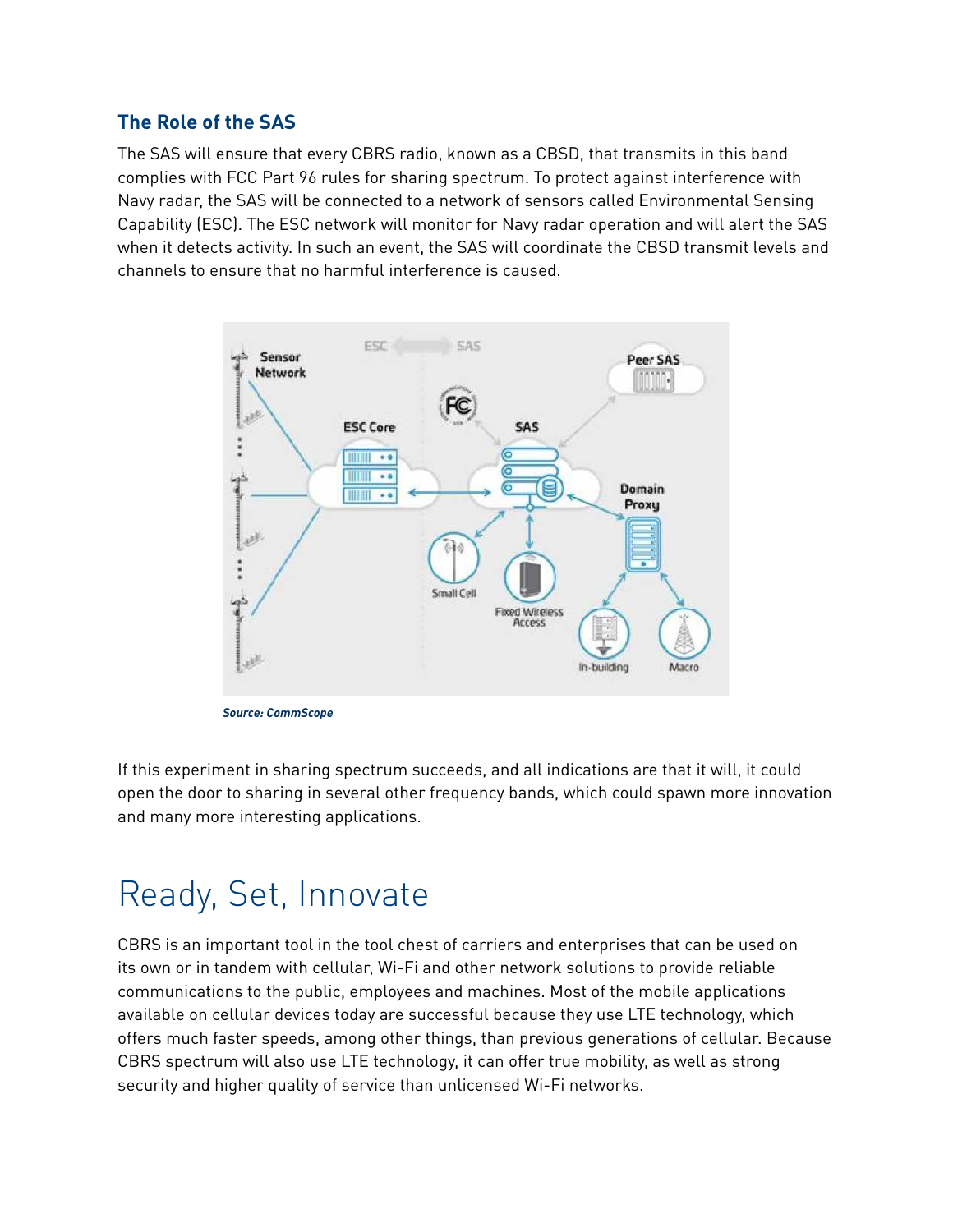### The Role of the SAS

The SAS will ensure that every CBRS radio, known as a CBSD, that transmits in this band complies with FCC Part 96 rules for sharing spectrum. To protect against interference with Navy radar, the SAS will be connected to a network of sensors called Environmental Sensing Capability (ESC). The ESC network will monitor for Navy radar operation and will alert the SAS when it detects activity. In such an event, the SAS will coordinate the CBSD transmit levels and channels to ensure that no harmful interference is caused.

***Source: CommScope***

If this experiment in sharing spectrum succeeds, and all indications are that it will, it could open the door to sharing in several other frequency bands, which could spawn more innovation and many more interesting applications.

# Ready, Set, Innovate

CBRS is an important tool in the tool chest of carriers and enterprises that can be used on its own or in tandem with cellular, Wi-Fi and other network solutions to provide reliable communications to the public, employees and machines. Most of the mobile applications available on cellular devices today are successful because they use LTE technology, which offers much faster speeds, among other things, than previous generations of cellular. Because CBRS spectrum will also use LTE technology, it can offer true mobility, as well as strong security and higher quality of service than unlicensed Wi-Fi networks.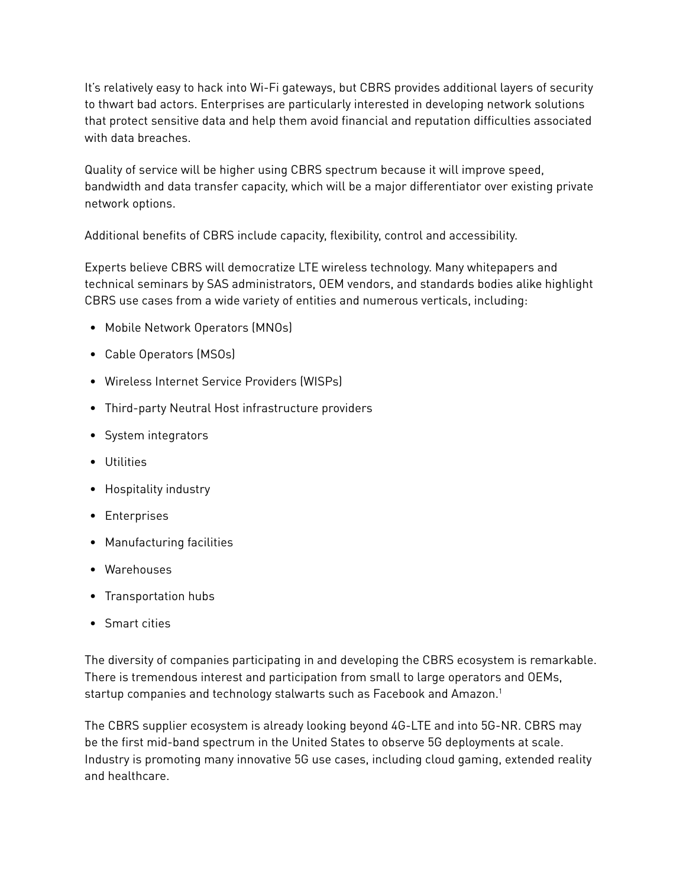It's relatively easy to hack into Wi-Fi gateways, but CBRS provides additional layers of security to thwart bad actors. Enterprises are particularly interested in developing network solutions that protect sensitive data and help them avoid financial and reputation difficulties associated with data breaches.

Quality of service will be higher using CBRS spectrum because it will improve speed, bandwidth and data transfer capacity, which will be a major differentiator over existing private network options.

Additional benefits of CBRS include capacity, flexibility, control and accessibility.

Experts believe CBRS will democratize LTE wireless technology. Many whitepapers and technical seminars by SAS administrators, OEM vendors, and standards bodies alike highlight CBRS use cases from a wide variety of entities and numerous verticals, including:

- Mobile Network Operators (MNOs)
- Cable Operators (MSOs)
- Wireless Internet Service Providers (WISPs)
- Third-party Neutral Host infrastructure providers
- System integrators
- Utilities
- Hospitality industry
- Enterprises
- Manufacturing facilities
- Warehouses
- Transportation hubs
- Smart cities

The diversity of companies participating in and developing the CBRS ecosystem is remarkable. There is tremendous interest and participation from small to large operators and OEMs, startup companies and technology stalwarts such as Facebook and Amazon.[1]

The CBRS supplier ecosystem is already looking beyond 4G-LTE and into 5G-NR. CBRS may be the first mid-band spectrum in the United States to observe 5G deployments at scale. Industry is promoting many innovative 5G use cases, including cloud gaming, extended reality and healthcare.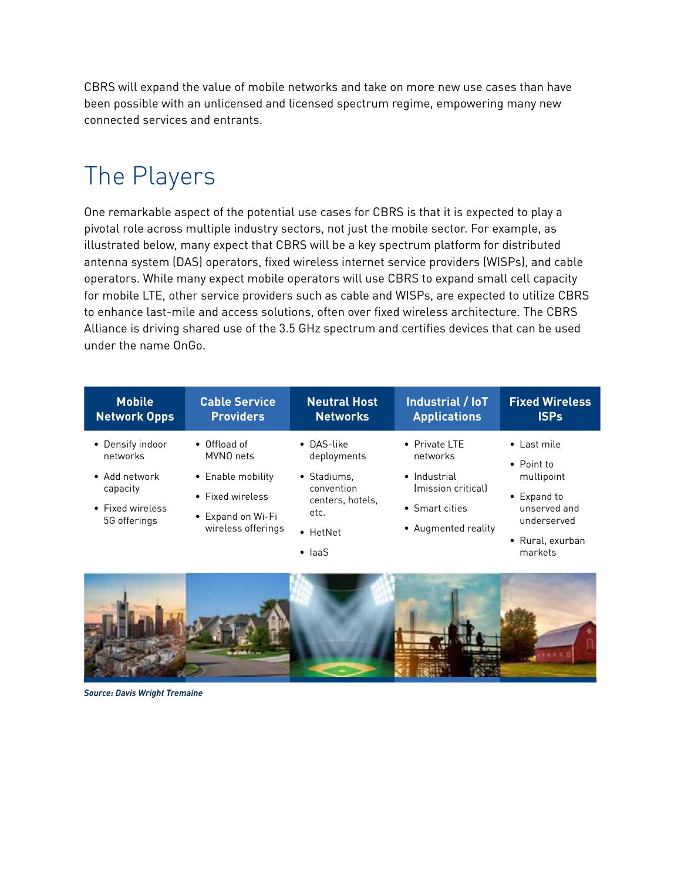CBRS will expand the value of mobile networks and take on more new use cases than have been possible with an unlicensed and licensed spectrum regime, empowering many new connected services and entrants.

# The Players

One remarkable aspect of the potential use cases for CBRS is that it is expected to play a pivotal role across multiple industry sectors, not just the mobile sector. For example, as illustrated below, many expect that CBRS will be a key spectrum platform for distributed antenna system (DAS) operators, fixed wireless internet service providers (WISPs), and cable operators. While many expect mobile operators will use CBRS to expand small cell capacity for mobile LTE, other service providers such as cable and WISPs, are expected to utilize CBRS to enhance last-mile and access solutions, often over fixed wireless architecture. The CBRS Alliance is driving shared use of the 3.5 GHz spectrum and certifies devices that can be used under the name OnGo.

| Mobile Network Opps | Cable Service Providers | Neutral Host Networks | Industrial / IoT Applications | Fixed Wireless ISPs |
|---|---|---|---|---|
| • Densify indoor networks<br>• Add network capacity<br>• Fixed wireless 5G offerings | • Offload of MVNO nets<br>• Enable mobility<br>• Fixed wireless<br>• Expand on Wi-Fi wireless offerings | • DAS-like deployments<br>• Stadiums, convention centers, hotels, etc.<br>• HetNet<br>• IaaS | • Private LTE networks<br>• Industrial (mission critical)<br>• Smart cities<br>• Augmented reality | • Last mile<br>• Point to multipoint<br>• Expand to unserved and underserved<br>• Rural, exurban markets |

***Source: Davis Wright Tremaine***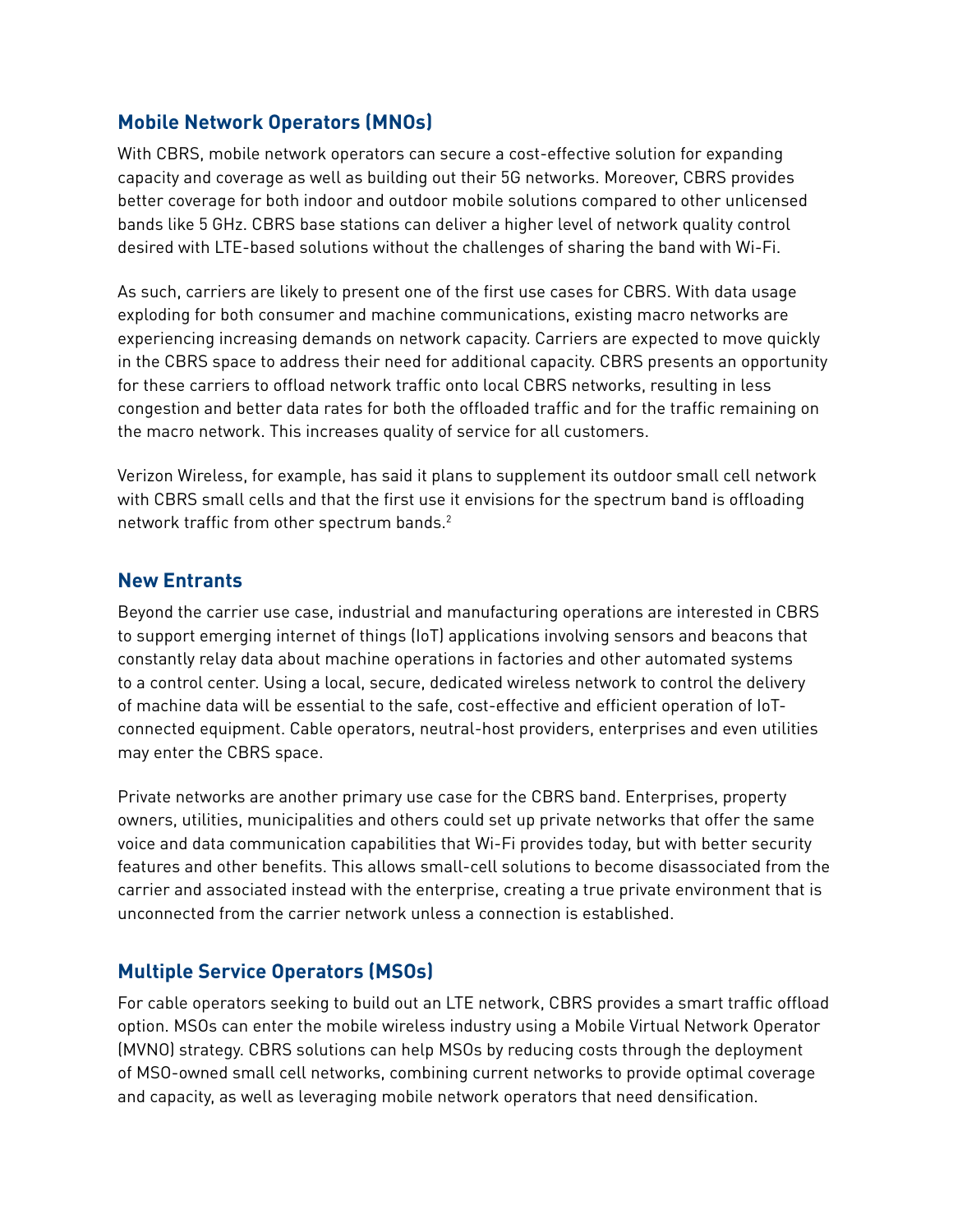## Mobile Network Operators (MNOs)

With CBRS, mobile network operators can secure a cost-effective solution for expanding capacity and coverage as well as building out their 5G networks. Moreover, CBRS provides better coverage for both indoor and outdoor mobile solutions compared to other unlicensed bands like 5 GHz. CBRS base stations can deliver a higher level of network quality control desired with LTE-based solutions without the challenges of sharing the band with Wi-Fi.

As such, carriers are likely to present one of the first use cases for CBRS. With data usage exploding for both consumer and machine communications, existing macro networks are experiencing increasing demands on network capacity. Carriers are expected to move quickly in the CBRS space to address their need for additional capacity. CBRS presents an opportunity for these carriers to offload network traffic onto local CBRS networks, resulting in less congestion and better data rates for both the offloaded traffic and for the traffic remaining on the macro network. This increases quality of service for all customers.

Verizon Wireless, for example, has said it plans to supplement its outdoor small cell network with CBRS small cells and that the first use it envisions for the spectrum band is offloading network traffic from other spectrum bands.[2]

## New Entrants

Beyond the carrier use case, industrial and manufacturing operations are interested in CBRS to support emerging internet of things (IoT) applications involving sensors and beacons that constantly relay data about machine operations in factories and other automated systems to a control center. Using a local, secure, dedicated wireless network to control the delivery of machine data will be essential to the safe, cost-effective and efficient operation of IoT-connected equipment. Cable operators, neutral-host providers, enterprises and even utilities may enter the CBRS space.

Private networks are another primary use case for the CBRS band. Enterprises, property owners, utilities, municipalities and others could set up private networks that offer the same voice and data communication capabilities that Wi-Fi provides today, but with better security features and other benefits. This allows small-cell solutions to become disassociated from the carrier and associated instead with the enterprise, creating a true private environment that is unconnected from the carrier network unless a connection is established.

## Multiple Service Operators (MSOs)

For cable operators seeking to build out an LTE network, CBRS provides a smart traffic offload option. MSOs can enter the mobile wireless industry using a Mobile Virtual Network Operator (MVNO) strategy. CBRS solutions can help MSOs by reducing costs through the deployment of MSO-owned small cell networks, combining current networks to provide optimal coverage and capacity, as well as leveraging mobile network operators that need densification.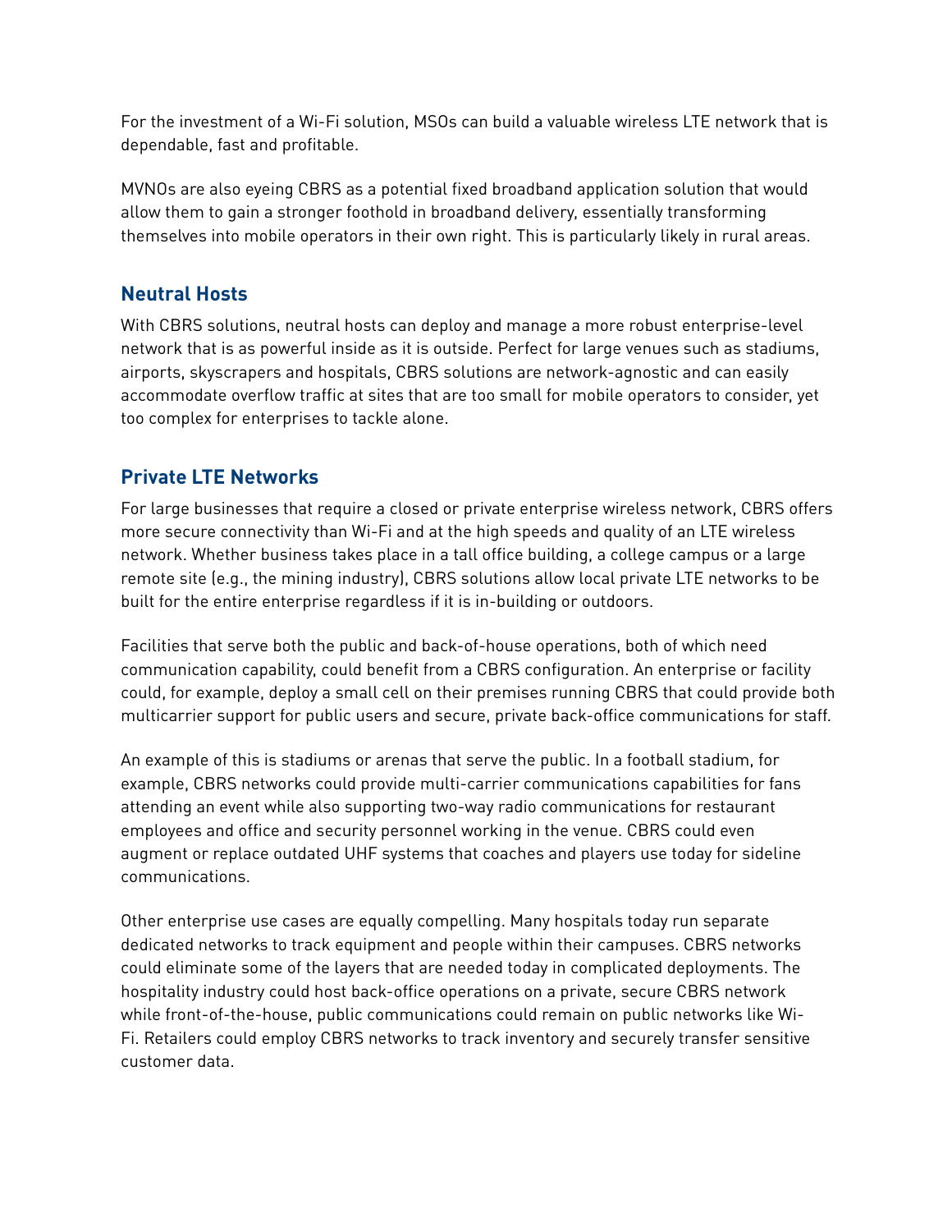For the investment of a Wi-Fi solution, MSOs can build a valuable wireless LTE network that is dependable, fast and profitable.

MVNOs are also eyeing CBRS as a potential fixed broadband application solution that would allow them to gain a stronger foothold in broadband delivery, essentially transforming themselves into mobile operators in their own right. This is particularly likely in rural areas.

## Neutral Hosts

With CBRS solutions, neutral hosts can deploy and manage a more robust enterprise-level network that is as powerful inside as it is outside. Perfect for large venues such as stadiums, airports, skyscrapers and hospitals, CBRS solutions are network-agnostic and can easily accommodate overflow traffic at sites that are too small for mobile operators to consider, yet too complex for enterprises to tackle alone.

## Private LTE Networks

For large businesses that require a closed or private enterprise wireless network, CBRS offers more secure connectivity than Wi-Fi and at the high speeds and quality of an LTE wireless network. Whether business takes place in a tall office building, a college campus or a large remote site (e.g., the mining industry), CBRS solutions allow local private LTE networks to be built for the entire enterprise regardless if it is in-building or outdoors.

Facilities that serve both the public and back-of-house operations, both of which need communication capability, could benefit from a CBRS configuration. An enterprise or facility could, for example, deploy a small cell on their premises running CBRS that could provide both multicarrier support for public users and secure, private back-office communications for staff.

An example of this is stadiums or arenas that serve the public. In a football stadium, for example, CBRS networks could provide multi-carrier communications capabilities for fans attending an event while also supporting two-way radio communications for restaurant employees and office and security personnel working in the venue. CBRS could even augment or replace outdated UHF systems that coaches and players use today for sideline communications.

Other enterprise use cases are equally compelling. Many hospitals today run separate dedicated networks to track equipment and people within their campuses. CBRS networks could eliminate some of the layers that are needed today in complicated deployments. The hospitality industry could host back-office operations on a private, secure CBRS network while front-of-the-house, public communications could remain on public networks like Wi-Fi. Retailers could employ CBRS networks to track inventory and securely transfer sensitive customer data.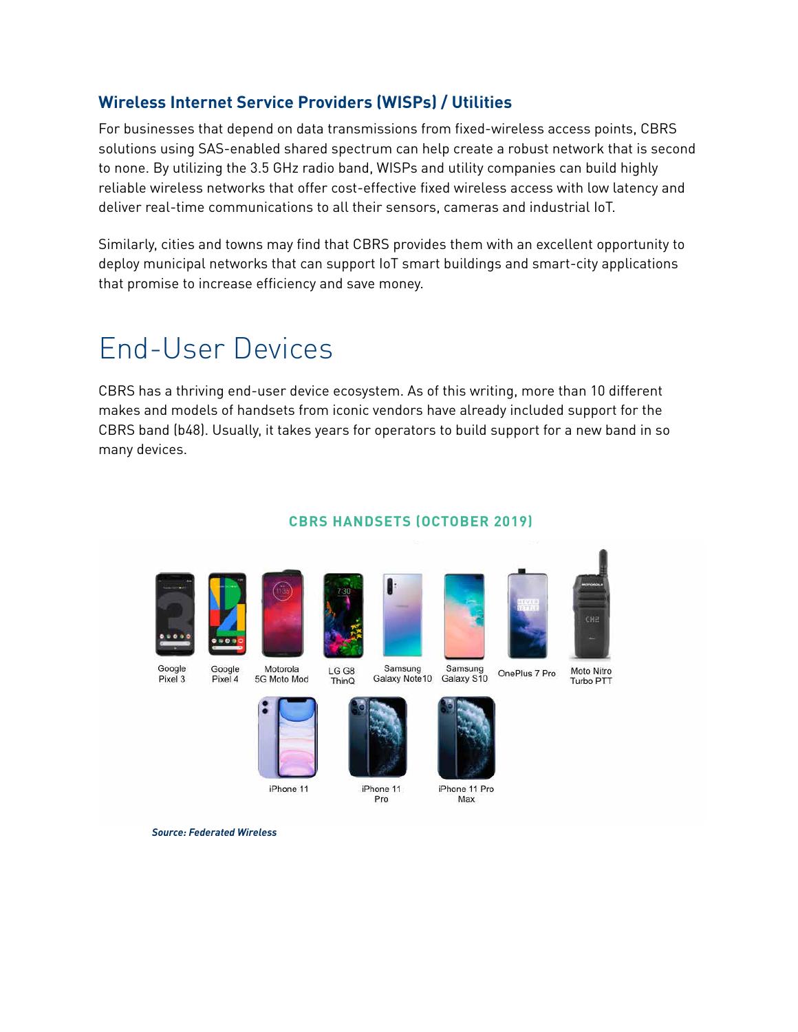### Wireless Internet Service Providers (WISPs) / Utilities

For businesses that depend on data transmissions from fixed-wireless access points, CBRS solutions using SAS-enabled shared spectrum can help create a robust network that is second to none. By utilizing the 3.5 GHz radio band, WISPs and utility companies can build highly reliable wireless networks that offer cost-effective fixed wireless access with low latency and deliver real-time communications to all their sensors, cameras and industrial IoT.

Similarly, cities and towns may find that CBRS provides them with an excellent opportunity to deploy municipal networks that can support IoT smart buildings and smart-city applications that promise to increase efficiency and save money.

# End-User Devices

CBRS has a thriving end-user device ecosystem. As of this writing, more than 10 different makes and models of handsets from iconic vendors have already included support for the CBRS band (b48). Usually, it takes years for operators to build support for a new band in so many devices.

**CBRS HANDSETS (OCTOBER 2019)**

Google Pixel 3, Google Pixel 4, Motorola 5G Moto Mod, LG G8 ThinQ, Samsung Galaxy Note10, Samsung Galaxy S10, OnePlus 7 Pro, Moto Nitro Turbo PTT, iPhone 11, iPhone 11 Pro, iPhone 11 Pro Max

*Source: Federated Wireless*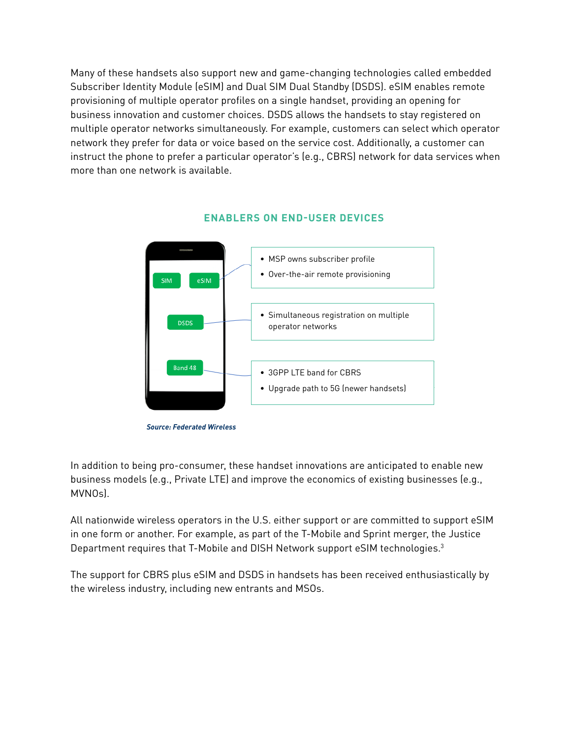Many of these handsets also support new and game-changing technologies called embedded Subscriber Identity Module (eSIM) and Dual SIM Dual Standby (DSDS). eSIM enables remote provisioning of multiple operator profiles on a single handset, providing an opening for business innovation and customer choices. DSDS allows the handsets to stay registered on multiple operator networks simultaneously. For example, customers can select which operator network they prefer for data or voice based on the service cost. Additionally, a customer can instruct the phone to prefer a particular operator's (e.g., CBRS) network for data services when more than one network is available.

## ENABLERS ON END-USER DEVICES

SIM | eSIM

- MSP owns subscriber profile
- Over-the-air remote provisioning

DSDS

- Simultaneous registration on multiple operator networks

Band 48

- 3GPP LTE band for CBRS
- Upgrade path to 5G (newer handsets)

***Source: Federated Wireless***

In addition to being pro-consumer, these handset innovations are anticipated to enable new business models (e.g., Private LTE) and improve the economics of existing businesses (e.g., MVNOs).

All nationwide wireless operators in the U.S. either support or are committed to support eSIM in one form or another. For example, as part of the T-Mobile and Sprint merger, the Justice Department requires that T-Mobile and DISH Network support eSIM technologies.[3]

The support for CBRS plus eSIM and DSDS in handsets has been received enthusiastically by the wireless industry, including new entrants and MSOs.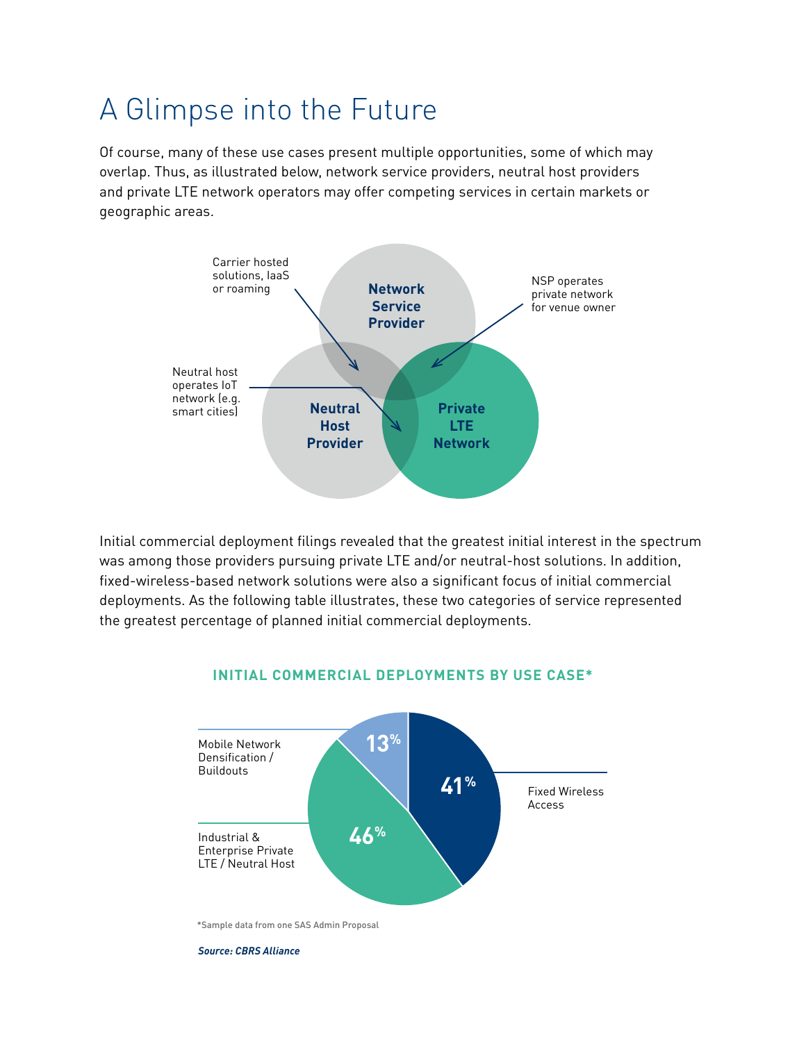# A Glimpse into the Future

Of course, many of these use cases present multiple opportunities, some of which may overlap. Thus, as illustrated below, network service providers, neutral host providers and private LTE network operators may offer competing services in certain markets or geographic areas.

Carrier hosted solutions, IaaS or roaming

Network Service Provider

NSP operates private network for venue owner

Neutral host operates IoT network (e.g. smart cities)

Neutral Host Provider

Private LTE Network

Initial commercial deployment filings revealed that the greatest initial interest in the spectrum was among those providers pursuing private LTE and/or neutral-host solutions. In addition, fixed-wireless-based network solutions were also a significant focus of initial commercial deployments. As the following table illustrates, these two categories of service represented the greatest percentage of planned initial commercial deployments.

**INITIAL COMMERCIAL DEPLOYMENTS BY USE CASE***

| Use Case | Share |
|---|---|
| Industrial & Enterprise Private LTE / Neutral Host | 46% |
| Fixed Wireless Access | 41% |
| Mobile Network Densification / Buildouts | 13% |

*Sample data from one SAS Admin Proposal

***Source: CBRS Alliance***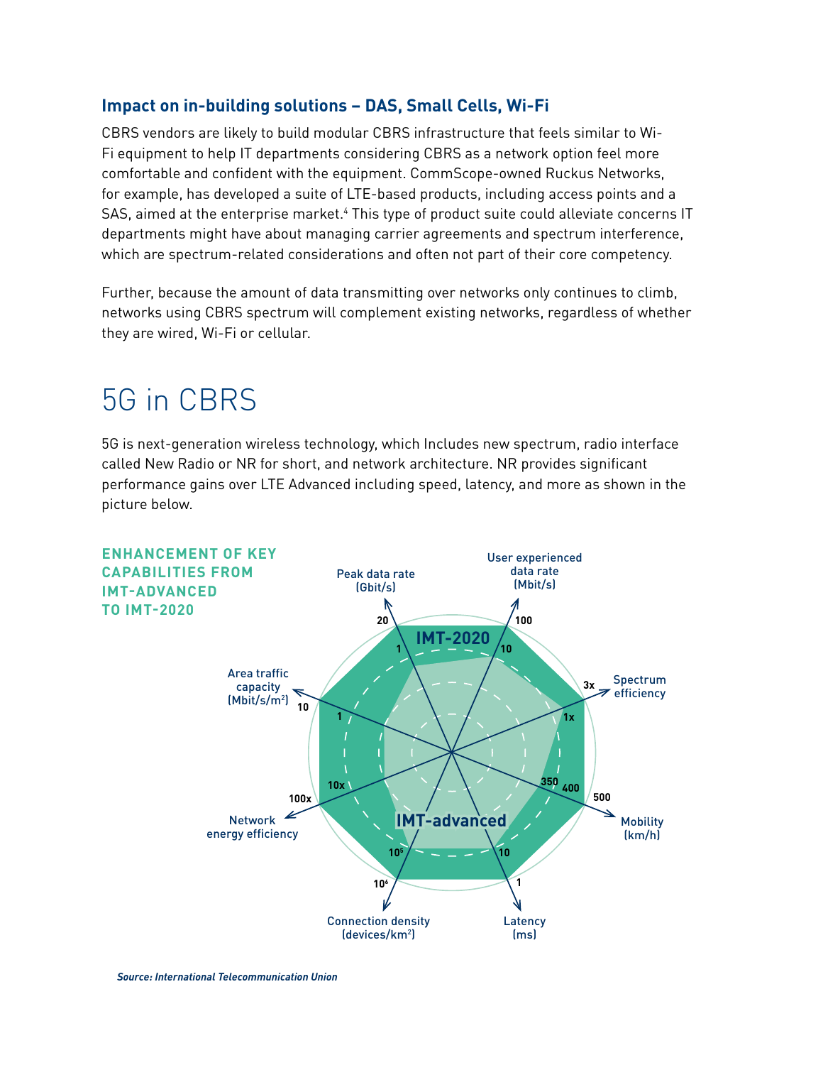### Impact on in-building solutions – DAS, Small Cells, Wi-Fi

CBRS vendors are likely to build modular CBRS infrastructure that feels similar to Wi-Fi equipment to help IT departments considering CBRS as a network option feel more comfortable and confident with the equipment. CommScope-owned Ruckus Networks, for example, has developed a suite of LTE-based products, including access points and a SAS, aimed at the enterprise market.[4] This type of product suite could alleviate concerns IT departments might have about managing carrier agreements and spectrum interference, which are spectrum-related considerations and often not part of their core competency.

Further, because the amount of data transmitting over networks only continues to climb, networks using CBRS spectrum will complement existing networks, regardless of whether they are wired, Wi-Fi or cellular.

# 5G in CBRS

5G is next-generation wireless technology, which Includes new spectrum, radio interface called New Radio or NR for short, and network architecture. NR provides significant performance gains over LTE Advanced including speed, latency, and more as shown in the picture below.

**ENHANCEMENT OF KEY CAPABILITIES FROM IMT-ADVANCED TO IMT-2020**

| Capability | IMT-advanced | IMT-2020 |
| --- | --- | --- |
| Peak data rate (Gbit/s) | 1 | 20 |
| User experienced data rate (Mbit/s) | 10 | 100 |
| Spectrum efficiency | 1x | 3x |
| Mobility (km/h) | 350 | 500 |
| Latency (ms) | 10 | 1 |
| Connection density (devices/km²) | $10^5$ | $10^6$ |
| Network energy efficiency | 1x | 100x |
| Area traffic capacity (Mbit/s/m²) | 0.1 | 10 |

*Source: International Telecommunication Union*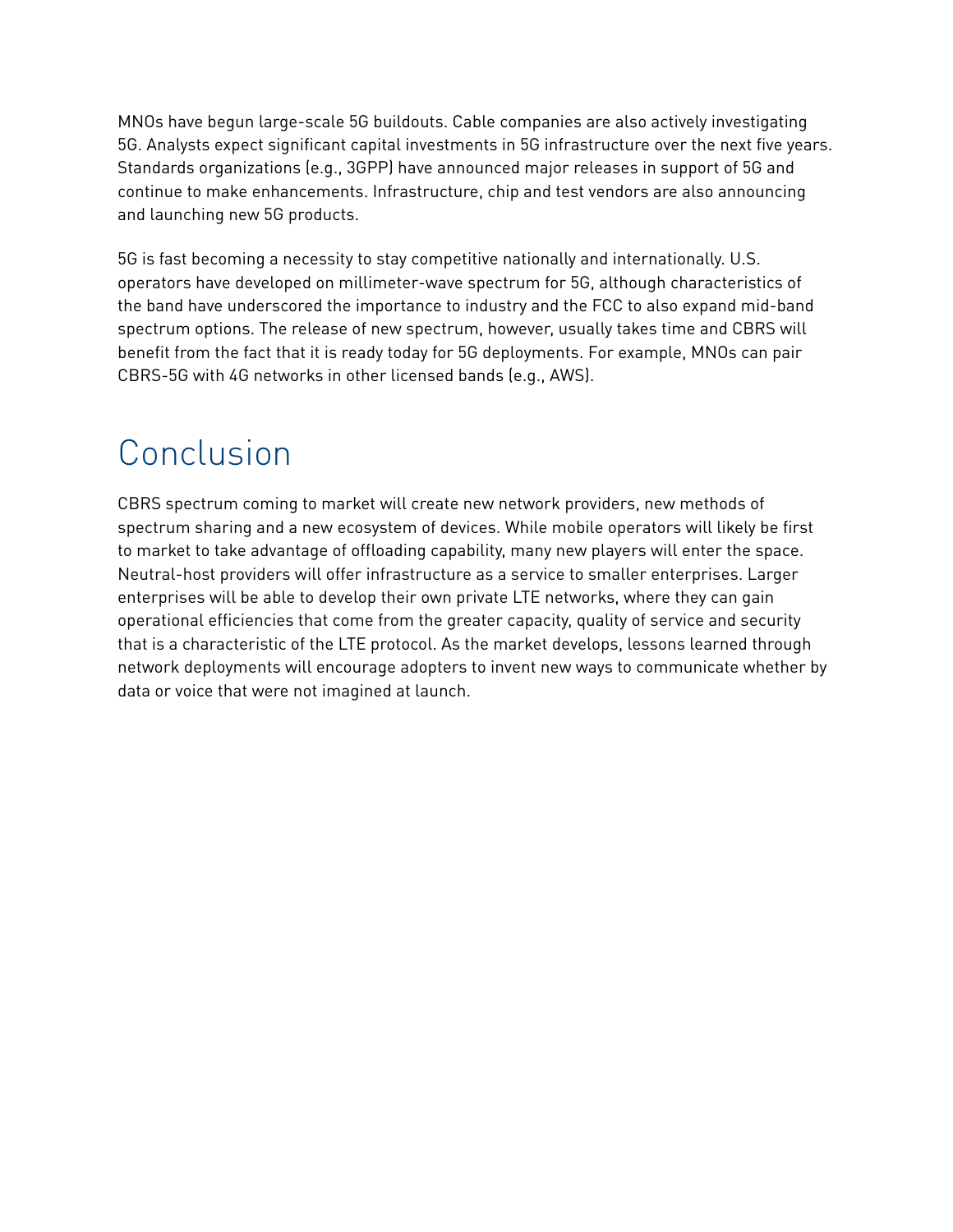MNOs have begun large-scale 5G buildouts. Cable companies are also actively investigating 5G. Analysts expect significant capital investments in 5G infrastructure over the next five years. Standards organizations (e.g., 3GPP) have announced major releases in support of 5G and continue to make enhancements. Infrastructure, chip and test vendors are also announcing and launching new 5G products.

5G is fast becoming a necessity to stay competitive nationally and internationally. U.S. operators have developed on millimeter-wave spectrum for 5G, although characteristics of the band have underscored the importance to industry and the FCC to also expand mid-band spectrum options. The release of new spectrum, however, usually takes time and CBRS will benefit from the fact that it is ready today for 5G deployments. For example, MNOs can pair CBRS-5G with 4G networks in other licensed bands (e.g., AWS).

## Conclusion

CBRS spectrum coming to market will create new network providers, new methods of spectrum sharing and a new ecosystem of devices. While mobile operators will likely be first to market to take advantage of offloading capability, many new players will enter the space. Neutral-host providers will offer infrastructure as a service to smaller enterprises. Larger enterprises will be able to develop their own private LTE networks, where they can gain operational efficiencies that come from the greater capacity, quality of service and security that is a characteristic of the LTE protocol. As the market develops, lessons learned through network deployments will encourage adopters to invent new ways to communicate whether by data or voice that were not imagined at launch.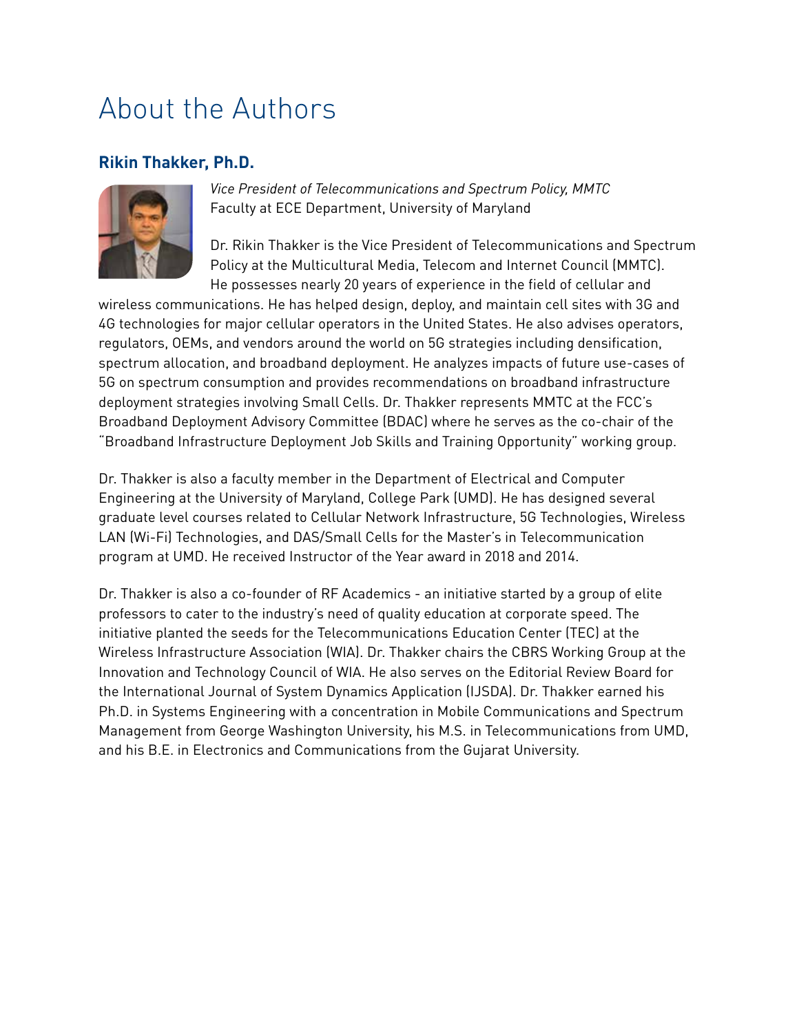# About the Authors

### Rikin Thakker, Ph.D.

*Vice President of Telecommunications and Spectrum Policy, MMTC*
Faculty at ECE Department, University of Maryland

Dr. Rikin Thakker is the Vice President of Telecommunications and Spectrum Policy at the Multicultural Media, Telecom and Internet Council (MMTC). He possesses nearly 20 years of experience in the field of cellular and wireless communications. He has helped design, deploy, and maintain cell sites with 3G and 4G technologies for major cellular operators in the United States. He also advises operators, regulators, OEMs, and vendors around the world on 5G strategies including densification, spectrum allocation, and broadband deployment. He analyzes impacts of future use-cases of 5G on spectrum consumption and provides recommendations on broadband infrastructure deployment strategies involving Small Cells. Dr. Thakker represents MMTC at the FCC's Broadband Deployment Advisory Committee (BDAC) where he serves as the co-chair of the "Broadband Infrastructure Deployment Job Skills and Training Opportunity" working group.

Dr. Thakker is also a faculty member in the Department of Electrical and Computer Engineering at the University of Maryland, College Park (UMD). He has designed several graduate level courses related to Cellular Network Infrastructure, 5G Technologies, Wireless LAN (Wi-Fi) Technologies, and DAS/Small Cells for the Master's in Telecommunication program at UMD. He received Instructor of the Year award in 2018 and 2014.

Dr. Thakker is also a co-founder of RF Academics - an initiative started by a group of elite professors to cater to the industry's need of quality education at corporate speed. The initiative planted the seeds for the Telecommunications Education Center (TEC) at the Wireless Infrastructure Association (WIA). Dr. Thakker chairs the CBRS Working Group at the Innovation and Technology Council of WIA. He also serves on the Editorial Review Board for the International Journal of System Dynamics Application (IJSDA). Dr. Thakker earned his Ph.D. in Systems Engineering with a concentration in Mobile Communications and Spectrum Management from George Washington University, his M.S. in Telecommunications from UMD, and his B.E. in Electronics and Communications from the Gujarat University.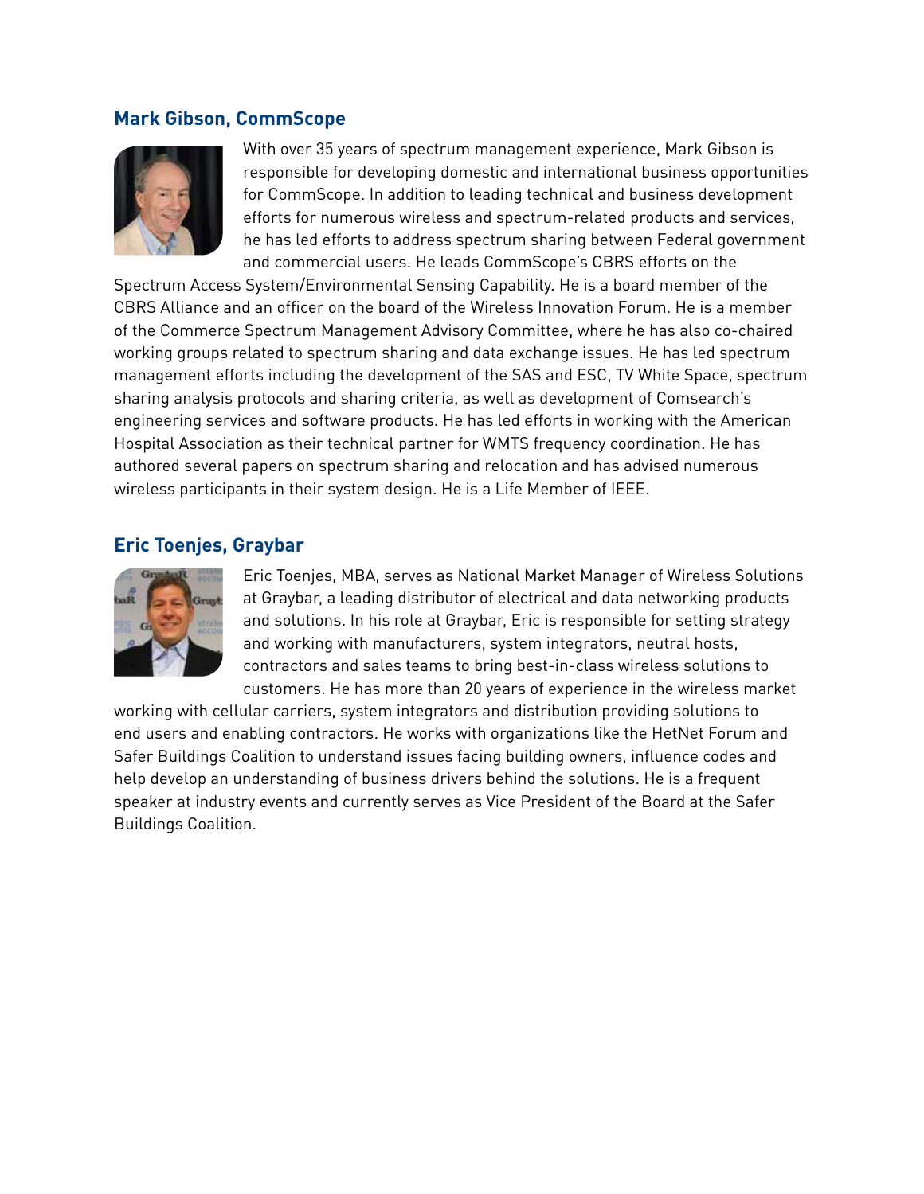### Mark Gibson, CommScope

With over 35 years of spectrum management experience, Mark Gibson is responsible for developing domestic and international business opportunities for CommScope. In addition to leading technical and business development efforts for numerous wireless and spectrum-related products and services, he has led efforts to address spectrum sharing between Federal government and commercial users. He leads CommScope's CBRS efforts on the Spectrum Access System/Environmental Sensing Capability. He is a board member of the CBRS Alliance and an officer on the board of the Wireless Innovation Forum. He is a member of the Commerce Spectrum Management Advisory Committee, where he has also co-chaired working groups related to spectrum sharing and data exchange issues. He has led spectrum management efforts including the development of the SAS and ESC, TV White Space, spectrum sharing analysis protocols and sharing criteria, as well as development of Comsearch's engineering services and software products. He has led efforts in working with the American Hospital Association as their technical partner for WMTS frequency coordination. He has authored several papers on spectrum sharing and relocation and has advised numerous wireless participants in their system design. He is a Life Member of IEEE.

### Eric Toenjes, Graybar

Eric Toenjes, MBA, serves as National Market Manager of Wireless Solutions at Graybar, a leading distributor of electrical and data networking products and solutions. In his role at Graybar, Eric is responsible for setting strategy and working with manufacturers, system integrators, neutral hosts, contractors and sales teams to bring best-in-class wireless solutions to customers. He has more than 20 years of experience in the wireless market working with cellular carriers, system integrators and distribution providing solutions to end users and enabling contractors. He works with organizations like the HetNet Forum and Safer Buildings Coalition to understand issues facing building owners, influence codes and help develop an understanding of business drivers behind the solutions. He is a frequent speaker at industry events and currently serves as Vice President of the Board at the Safer Buildings Coalition.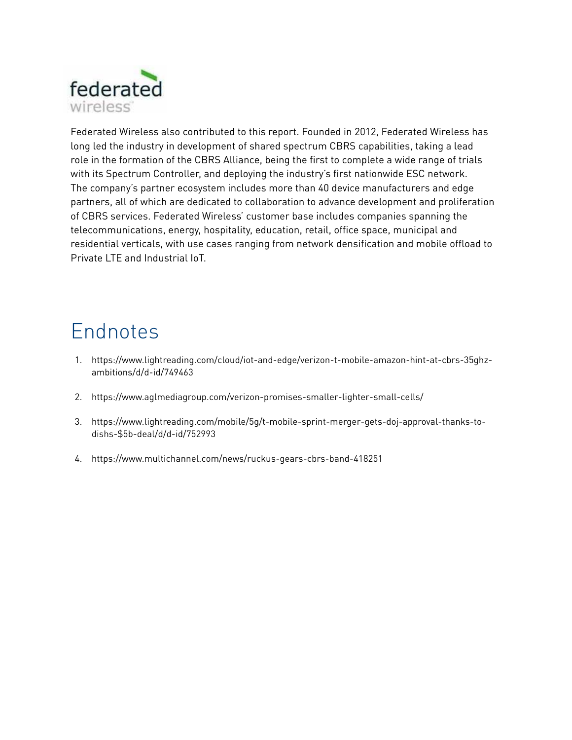federated wireless

Federated Wireless also contributed to this report. Founded in 2012, Federated Wireless has long led the industry in development of shared spectrum CBRS capabilities, taking a lead role in the formation of the CBRS Alliance, being the first to complete a wide range of trials with its Spectrum Controller, and deploying the industry's first nationwide ESC network. The company's partner ecosystem includes more than 40 device manufacturers and edge partners, all of which are dedicated to collaboration to advance development and proliferation of CBRS services. Federated Wireless' customer base includes companies spanning the telecommunications, energy, hospitality, education, retail, office space, municipal and residential verticals, with use cases ranging from network densification and mobile offload to Private LTE and Industrial IoT.

# Endnotes

1. https://www.lightreading.com/cloud/iot-and-edge/verizon-t-mobile-amazon-hint-at-cbrs-35ghz-ambitions/d/d-id/749463
2. https://www.aglmediagroup.com/verizon-promises-smaller-lighter-small-cells/
3. https://www.lightreading.com/mobile/5g/t-mobile-sprint-merger-gets-doj-approval-thanks-to-dishs-$5b-deal/d/d-id/752993
4. https://www.multichannel.com/news/ruckus-gears-cbrs-band-418251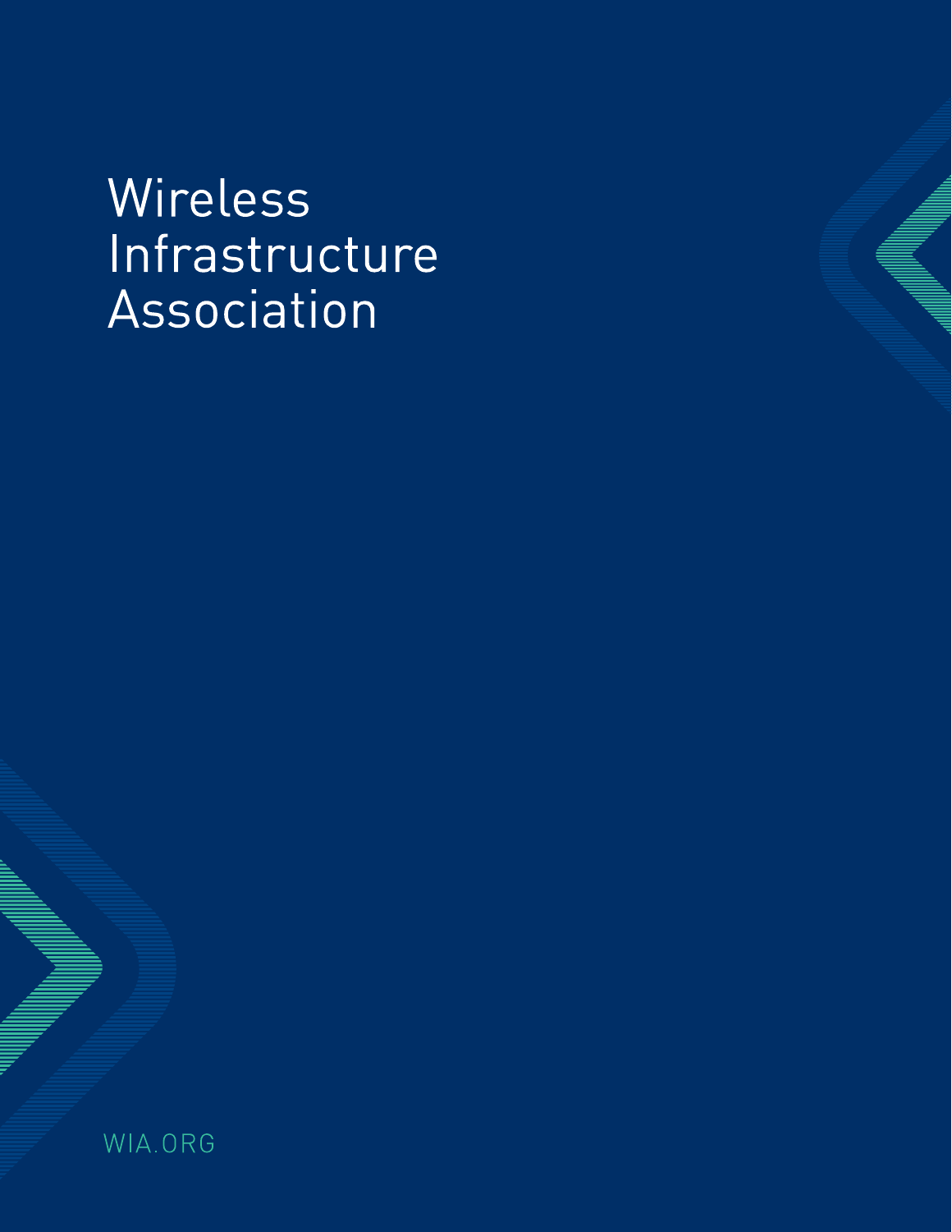# Wireless Infrastructure Association

WIA.ORG